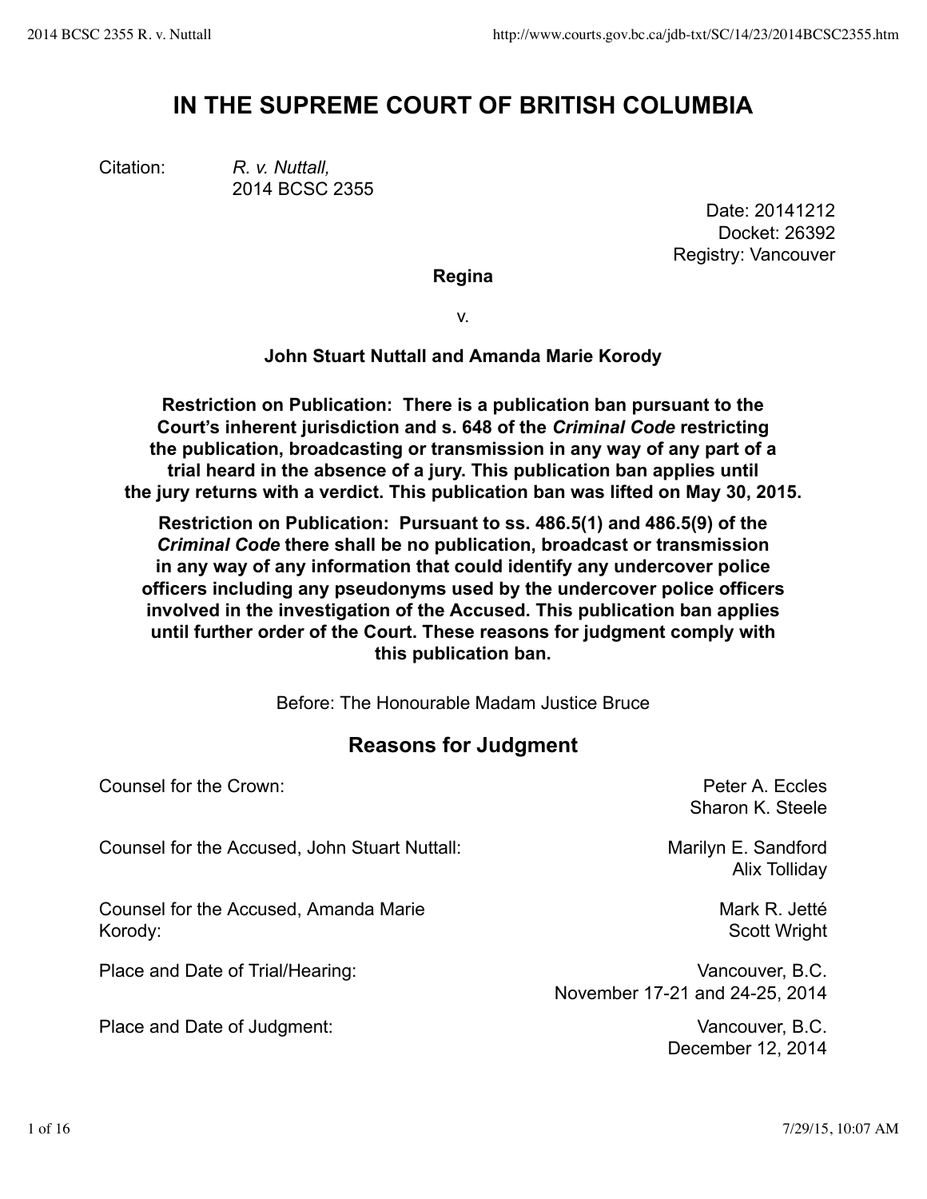# IN THE SUPREME COURT OF BRITISH COLUMBIA

Citation: *R. v. Nuttall,* 2014 BCSC 2355

Date: 20141212
Docket: 26392
Registry: Vancouver

**Regina**

v.

**John Stuart Nuttall and Amanda Marie Korody**

**Restriction on Publication: There is a publication ban pursuant to the Court's inherent jurisdiction and s. 648 of the *Criminal Code* restricting the publication, broadcasting or transmission in any way of any part of a trial heard in the absence of a jury. This publication ban applies until the jury returns with a verdict. This publication ban was lifted on May 30, 2015.**

**Restriction on Publication: Pursuant to ss. 486.5(1) and 486.5(9) of the *Criminal Code* there shall be no publication, broadcast or transmission in any way of any information that could identify any undercover police officers including any pseudonyms used by the undercover police officers involved in the investigation of the Accused. This publication ban applies until further order of the Court. These reasons for judgment comply with this publication ban.**

Before: The Honourable Madam Justice Bruce

## Reasons for Judgment

| | |
|---|---|
| Counsel for the Crown: | Peter A. Eccles<br>Sharon K. Steele |
| Counsel for the Accused, John Stuart Nuttall: | Marilyn E. Sandford<br>Alix Tolliday |
| Counsel for the Accused, Amanda Marie Korody: | Mark R. Jetté<br>Scott Wright |
| Place and Date of Trial/Hearing: | Vancouver, B.C.<br>November 17-21 and 24-25, 2014 |
| Place and Date of Judgment: | Vancouver, B.C.<br>December 12, 2014 |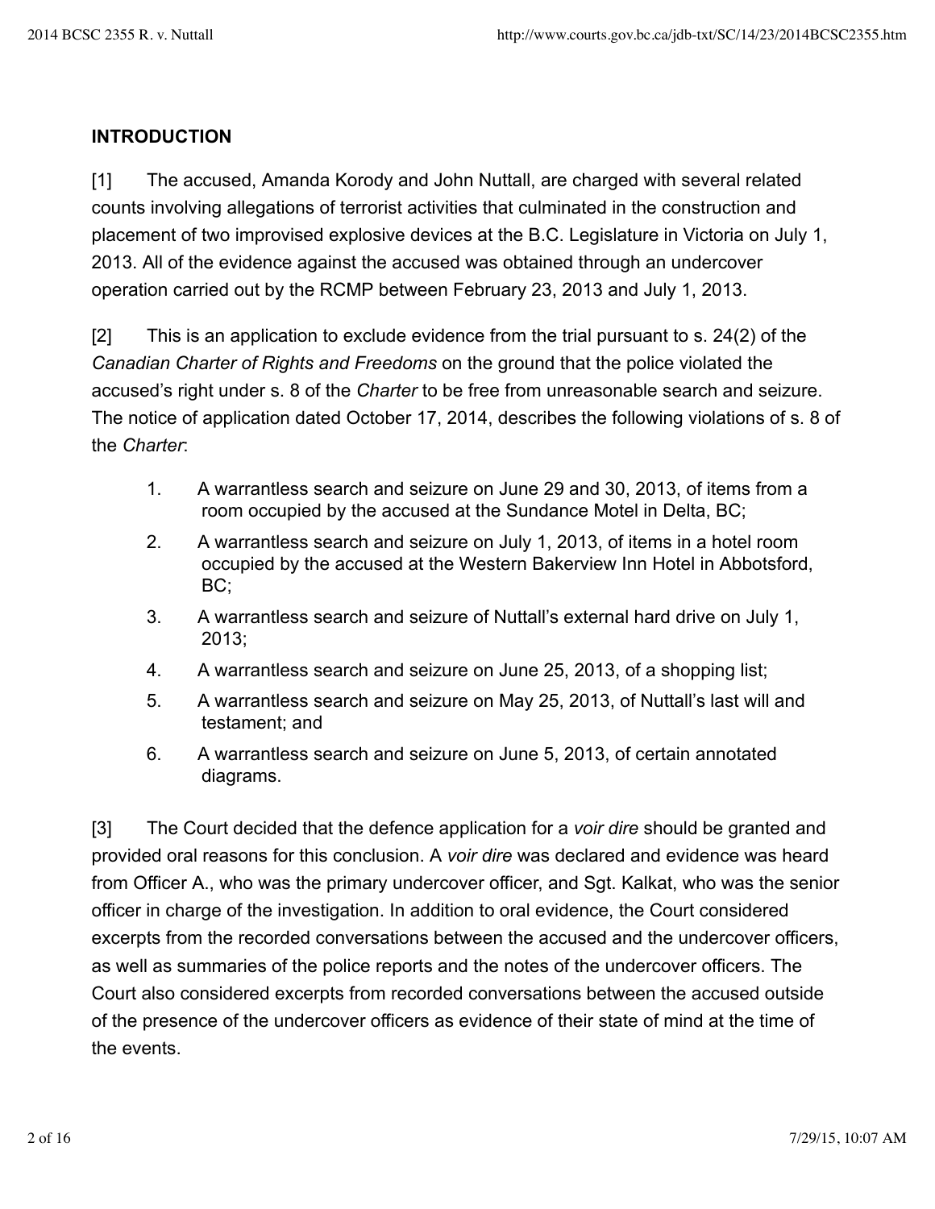## INTRODUCTION

[1] The accused, Amanda Korody and John Nuttall, are charged with several related counts involving allegations of terrorist activities that culminated in the construction and placement of two improvised explosive devices at the B.C. Legislature in Victoria on July 1, 2013. All of the evidence against the accused was obtained through an undercover operation carried out by the RCMP between February 23, 2013 and July 1, 2013.

[2] This is an application to exclude evidence from the trial pursuant to s. 24(2) of the *Canadian Charter of Rights and Freedoms* on the ground that the police violated the accused's right under s. 8 of the *Charter* to be free from unreasonable search and seizure. The notice of application dated October 17, 2014, describes the following violations of s. 8 of the *Charter*:

1. A warrantless search and seizure on June 29 and 30, 2013, of items from a room occupied by the accused at the Sundance Motel in Delta, BC;
2. A warrantless search and seizure on July 1, 2013, of items in a hotel room occupied by the accused at the Western Bakerview Inn Hotel in Abbotsford, BC;
3. A warrantless search and seizure of Nuttall's external hard drive on July 1, 2013;
4. A warrantless search and seizure on June 25, 2013, of a shopping list;
5. A warrantless search and seizure on May 25, 2013, of Nuttall's last will and testament; and
6. A warrantless search and seizure on June 5, 2013, of certain annotated diagrams.

[3] The Court decided that the defence application for a *voir dire* should be granted and provided oral reasons for this conclusion. A *voir dire* was declared and evidence was heard from Officer A., who was the primary undercover officer, and Sgt. Kalkat, who was the senior officer in charge of the investigation. In addition to oral evidence, the Court considered excerpts from the recorded conversations between the accused and the undercover officers, as well as summaries of the police reports and the notes of the undercover officers. The Court also considered excerpts from recorded conversations between the accused outside of the presence of the undercover officers as evidence of their state of mind at the time of the events.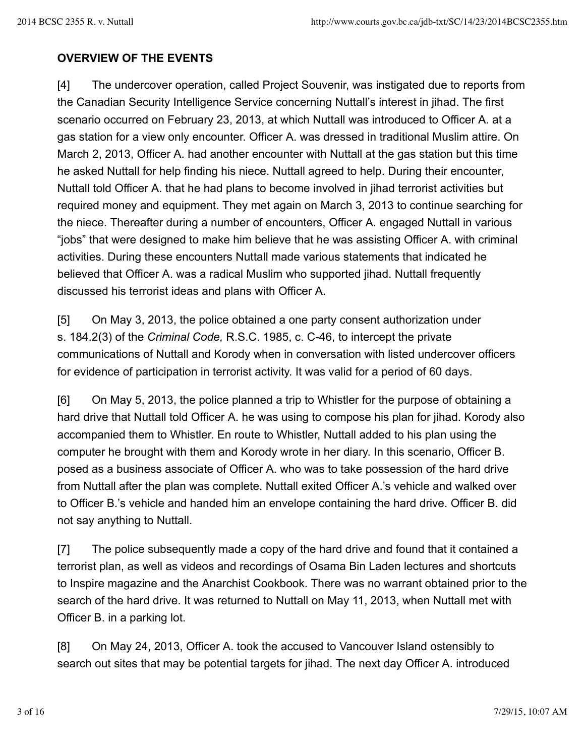**OVERVIEW OF THE EVENTS**

[4] The undercover operation, called Project Souvenir, was instigated due to reports from the Canadian Security Intelligence Service concerning Nuttall's interest in jihad. The first scenario occurred on February 23, 2013, at which Nuttall was introduced to Officer A. at a gas station for a view only encounter. Officer A. was dressed in traditional Muslim attire. On March 2, 2013, Officer A. had another encounter with Nuttall at the gas station but this time he asked Nuttall for help finding his niece. Nuttall agreed to help. During their encounter, Nuttall told Officer A. that he had plans to become involved in jihad terrorist activities but required money and equipment. They met again on March 3, 2013 to continue searching for the niece. Thereafter during a number of encounters, Officer A. engaged Nuttall in various "jobs" that were designed to make him believe that he was assisting Officer A. with criminal activities. During these encounters Nuttall made various statements that indicated he believed that Officer A. was a radical Muslim who supported jihad. Nuttall frequently discussed his terrorist ideas and plans with Officer A.

[5] On May 3, 2013, the police obtained a one party consent authorization under s. 184.2(3) of the *Criminal Code,* R.S.C. 1985, c. C-46, to intercept the private communications of Nuttall and Korody when in conversation with listed undercover officers for evidence of participation in terrorist activity. It was valid for a period of 60 days.

[6] On May 5, 2013, the police planned a trip to Whistler for the purpose of obtaining a hard drive that Nuttall told Officer A. he was using to compose his plan for jihad. Korody also accompanied them to Whistler. En route to Whistler, Nuttall added to his plan using the computer he brought with them and Korody wrote in her diary. In this scenario, Officer B. posed as a business associate of Officer A. who was to take possession of the hard drive from Nuttall after the plan was complete. Nuttall exited Officer A.'s vehicle and walked over to Officer B.'s vehicle and handed him an envelope containing the hard drive. Officer B. did not say anything to Nuttall.

[7] The police subsequently made a copy of the hard drive and found that it contained a terrorist plan, as well as videos and recordings of Osama Bin Laden lectures and shortcuts to Inspire magazine and the Anarchist Cookbook. There was no warrant obtained prior to the search of the hard drive. It was returned to Nuttall on May 11, 2013, when Nuttall met with Officer B. in a parking lot.

[8] On May 24, 2013, Officer A. took the accused to Vancouver Island ostensibly to search out sites that may be potential targets for jihad. The next day Officer A. introduced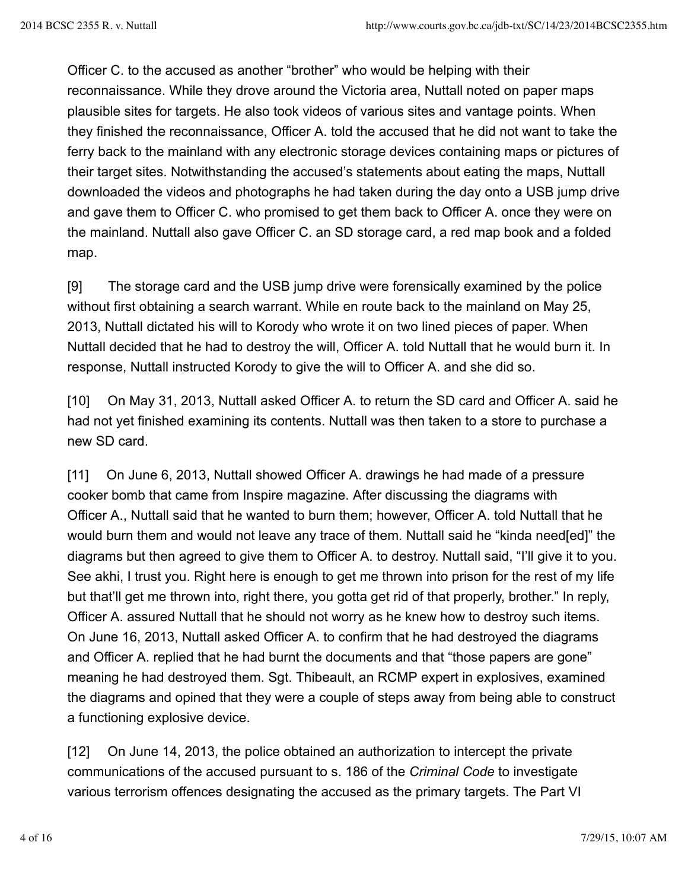Officer C. to the accused as another "brother" who would be helping with their reconnaissance. While they drove around the Victoria area, Nuttall noted on paper maps plausible sites for targets. He also took videos of various sites and vantage points. When they finished the reconnaissance, Officer A. told the accused that he did not want to take the ferry back to the mainland with any electronic storage devices containing maps or pictures of their target sites. Notwithstanding the accused's statements about eating the maps, Nuttall downloaded the videos and photographs he had taken during the day onto a USB jump drive and gave them to Officer C. who promised to get them back to Officer A. once they were on the mainland. Nuttall also gave Officer C. an SD storage card, a red map book and a folded map.

[9] The storage card and the USB jump drive were forensically examined by the police without first obtaining a search warrant. While en route back to the mainland on May 25, 2013, Nuttall dictated his will to Korody who wrote it on two lined pieces of paper. When Nuttall decided that he had to destroy the will, Officer A. told Nuttall that he would burn it. In response, Nuttall instructed Korody to give the will to Officer A. and she did so.

[10] On May 31, 2013, Nuttall asked Officer A. to return the SD card and Officer A. said he had not yet finished examining its contents. Nuttall was then taken to a store to purchase a new SD card.

[11] On June 6, 2013, Nuttall showed Officer A. drawings he had made of a pressure cooker bomb that came from Inspire magazine. After discussing the diagrams with Officer A., Nuttall said that he wanted to burn them; however, Officer A. told Nuttall that he would burn them and would not leave any trace of them. Nuttall said he "kinda need[ed]" the diagrams but then agreed to give them to Officer A. to destroy. Nuttall said, "I'll give it to you. See akhi, I trust you. Right here is enough to get me thrown into prison for the rest of my life but that'll get me thrown into, right there, you gotta get rid of that properly, brother." In reply, Officer A. assured Nuttall that he should not worry as he knew how to destroy such items. On June 16, 2013, Nuttall asked Officer A. to confirm that he had destroyed the diagrams and Officer A. replied that he had burnt the documents and that "those papers are gone" meaning he had destroyed them. Sgt. Thibeault, an RCMP expert in explosives, examined the diagrams and opined that they were a couple of steps away from being able to construct a functioning explosive device.

[12] On June 14, 2013, the police obtained an authorization to intercept the private communications of the accused pursuant to s. 186 of the *Criminal Code* to investigate various terrorism offences designating the accused as the primary targets. The Part VI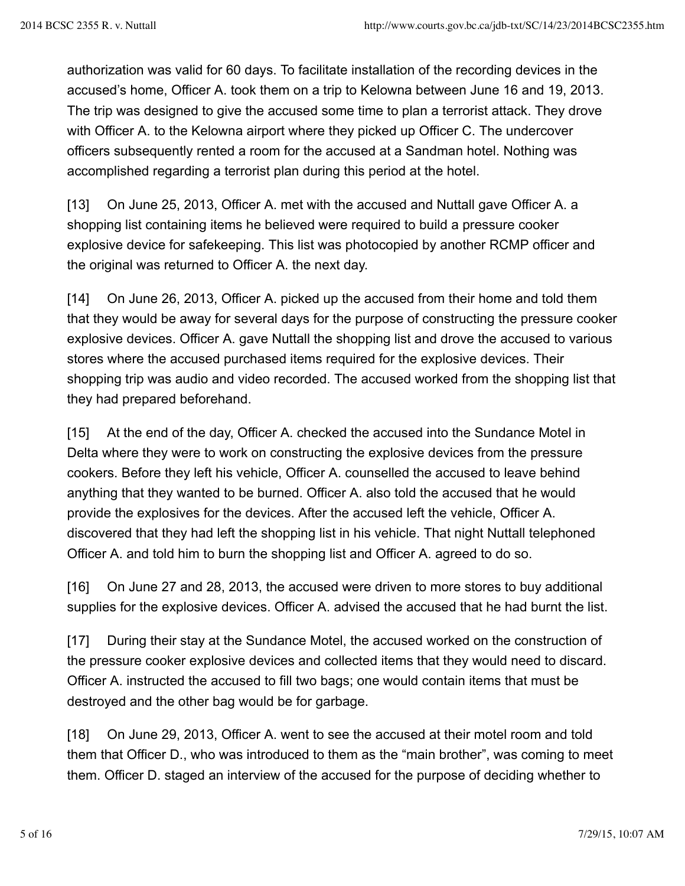authorization was valid for 60 days. To facilitate installation of the recording devices in the accused's home, Officer A. took them on a trip to Kelowna between June 16 and 19, 2013. The trip was designed to give the accused some time to plan a terrorist attack. They drove with Officer A. to the Kelowna airport where they picked up Officer C. The undercover officers subsequently rented a room for the accused at a Sandman hotel. Nothing was accomplished regarding a terrorist plan during this period at the hotel.

[13] On June 25, 2013, Officer A. met with the accused and Nuttall gave Officer A. a shopping list containing items he believed were required to build a pressure cooker explosive device for safekeeping. This list was photocopied by another RCMP officer and the original was returned to Officer A. the next day.

[14] On June 26, 2013, Officer A. picked up the accused from their home and told them that they would be away for several days for the purpose of constructing the pressure cooker explosive devices. Officer A. gave Nuttall the shopping list and drove the accused to various stores where the accused purchased items required for the explosive devices. Their shopping trip was audio and video recorded. The accused worked from the shopping list that they had prepared beforehand.

[15] At the end of the day, Officer A. checked the accused into the Sundance Motel in Delta where they were to work on constructing the explosive devices from the pressure cookers. Before they left his vehicle, Officer A. counselled the accused to leave behind anything that they wanted to be burned. Officer A. also told the accused that he would provide the explosives for the devices. After the accused left the vehicle, Officer A. discovered that they had left the shopping list in his vehicle. That night Nuttall telephoned Officer A. and told him to burn the shopping list and Officer A. agreed to do so.

[16] On June 27 and 28, 2013, the accused were driven to more stores to buy additional supplies for the explosive devices. Officer A. advised the accused that he had burnt the list.

[17] During their stay at the Sundance Motel, the accused worked on the construction of the pressure cooker explosive devices and collected items that they would need to discard. Officer A. instructed the accused to fill two bags; one would contain items that must be destroyed and the other bag would be for garbage.

[18] On June 29, 2013, Officer A. went to see the accused at their motel room and told them that Officer D., who was introduced to them as the "main brother", was coming to meet them. Officer D. staged an interview of the accused for the purpose of deciding whether to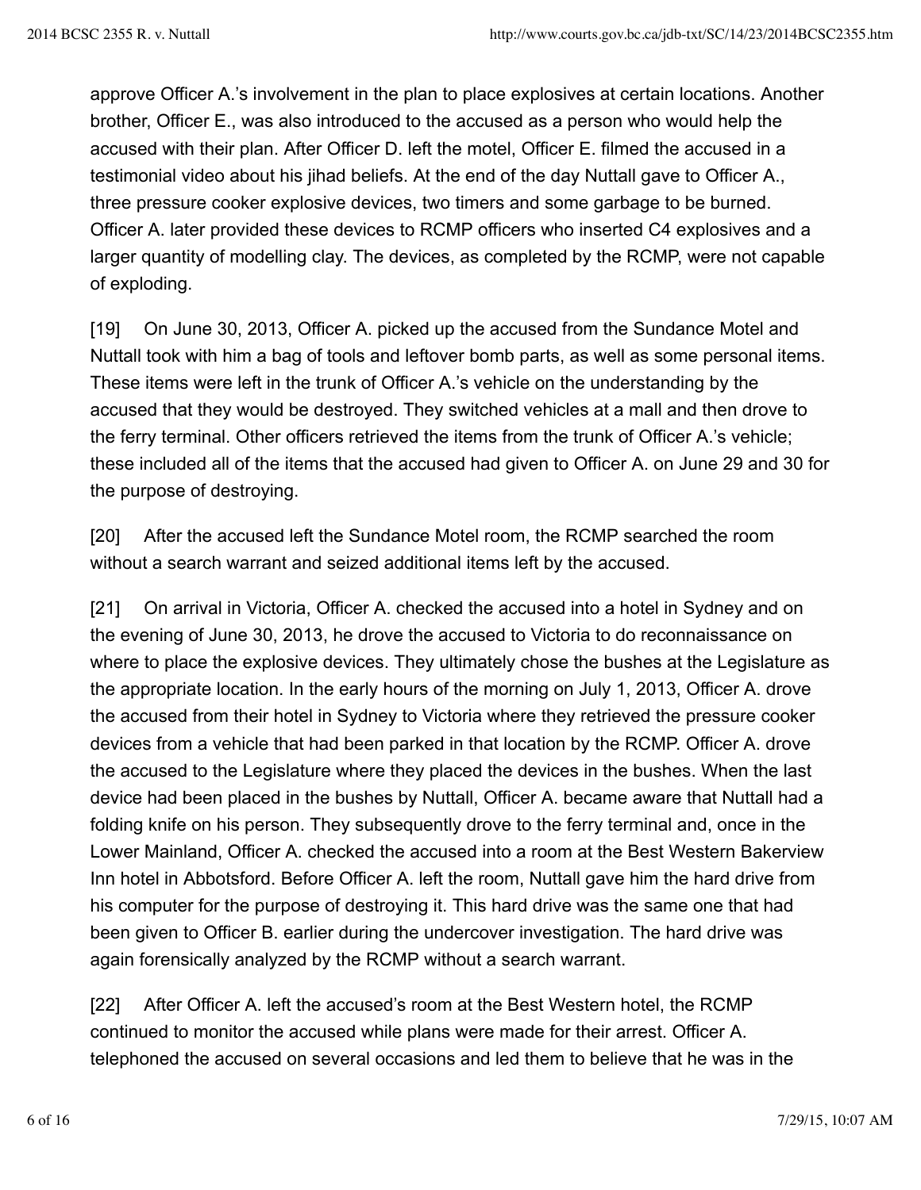approve Officer A.'s involvement in the plan to place explosives at certain locations. Another brother, Officer E., was also introduced to the accused as a person who would help the accused with their plan. After Officer D. left the motel, Officer E. filmed the accused in a testimonial video about his jihad beliefs. At the end of the day Nuttall gave to Officer A., three pressure cooker explosive devices, two timers and some garbage to be burned. Officer A. later provided these devices to RCMP officers who inserted C4 explosives and a larger quantity of modelling clay. The devices, as completed by the RCMP, were not capable of exploding.

[19] On June 30, 2013, Officer A. picked up the accused from the Sundance Motel and Nuttall took with him a bag of tools and leftover bomb parts, as well as some personal items. These items were left in the trunk of Officer A.'s vehicle on the understanding by the accused that they would be destroyed. They switched vehicles at a mall and then drove to the ferry terminal. Other officers retrieved the items from the trunk of Officer A.'s vehicle; these included all of the items that the accused had given to Officer A. on June 29 and 30 for the purpose of destroying.

[20] After the accused left the Sundance Motel room, the RCMP searched the room without a search warrant and seized additional items left by the accused.

[21] On arrival in Victoria, Officer A. checked the accused into a hotel in Sydney and on the evening of June 30, 2013, he drove the accused to Victoria to do reconnaissance on where to place the explosive devices. They ultimately chose the bushes at the Legislature as the appropriate location. In the early hours of the morning on July 1, 2013, Officer A. drove the accused from their hotel in Sydney to Victoria where they retrieved the pressure cooker devices from a vehicle that had been parked in that location by the RCMP. Officer A. drove the accused to the Legislature where they placed the devices in the bushes. When the last device had been placed in the bushes by Nuttall, Officer A. became aware that Nuttall had a folding knife on his person. They subsequently drove to the ferry terminal and, once in the Lower Mainland, Officer A. checked the accused into a room at the Best Western Bakerview Inn hotel in Abbotsford. Before Officer A. left the room, Nuttall gave him the hard drive from his computer for the purpose of destroying it. This hard drive was the same one that had been given to Officer B. earlier during the undercover investigation. The hard drive was again forensically analyzed by the RCMP without a search warrant.

[22] After Officer A. left the accused's room at the Best Western hotel, the RCMP continued to monitor the accused while plans were made for their arrest. Officer A. telephoned the accused on several occasions and led them to believe that he was in the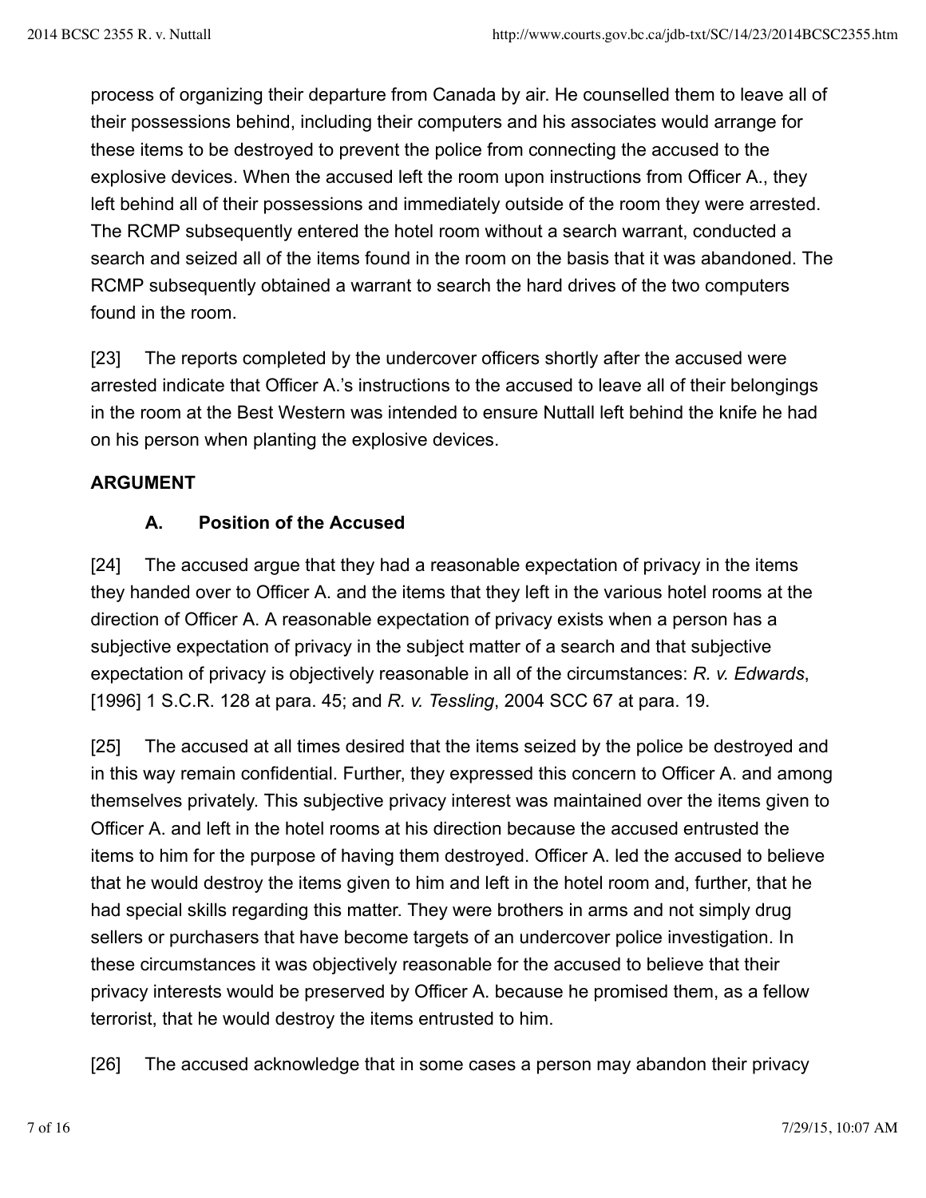process of organizing their departure from Canada by air. He counselled them to leave all of their possessions behind, including their computers and his associates would arrange for these items to be destroyed to prevent the police from connecting the accused to the explosive devices. When the accused left the room upon instructions from Officer A., they left behind all of their possessions and immediately outside of the room they were arrested. The RCMP subsequently entered the hotel room without a search warrant, conducted a search and seized all of the items found in the room on the basis that it was abandoned. The RCMP subsequently obtained a warrant to search the hard drives of the two computers found in the room.

[23] The reports completed by the undercover officers shortly after the accused were arrested indicate that Officer A.'s instructions to the accused to leave all of their belongings in the room at the Best Western was intended to ensure Nuttall left behind the knife he had on his person when planting the explosive devices.

## ARGUMENT

### A. Position of the Accused

[24] The accused argue that they had a reasonable expectation of privacy in the items they handed over to Officer A. and the items that they left in the various hotel rooms at the direction of Officer A. A reasonable expectation of privacy exists when a person has a subjective expectation of privacy in the subject matter of a search and that subjective expectation of privacy is objectively reasonable in all of the circumstances: *R. v. Edwards*, [1996] 1 S.C.R. 128 at para. 45; and *R. v. Tessling*, 2004 SCC 67 at para. 19.

[25] The accused at all times desired that the items seized by the police be destroyed and in this way remain confidential. Further, they expressed this concern to Officer A. and among themselves privately. This subjective privacy interest was maintained over the items given to Officer A. and left in the hotel rooms at his direction because the accused entrusted the items to him for the purpose of having them destroyed. Officer A. led the accused to believe that he would destroy the items given to him and left in the hotel room and, further, that he had special skills regarding this matter. They were brothers in arms and not simply drug sellers or purchasers that have become targets of an undercover police investigation. In these circumstances it was objectively reasonable for the accused to believe that their privacy interests would be preserved by Officer A. because he promised them, as a fellow terrorist, that he would destroy the items entrusted to him.

[26] The accused acknowledge that in some cases a person may abandon their privacy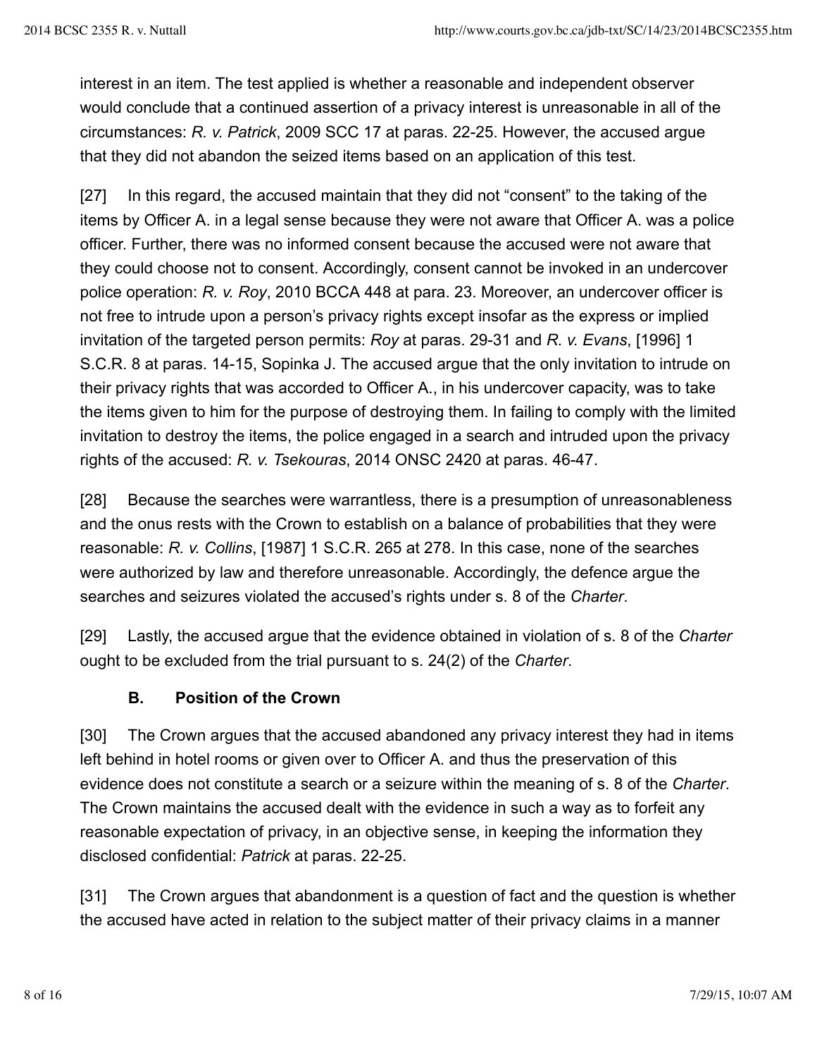interest in an item. The test applied is whether a reasonable and independent observer would conclude that a continued assertion of a privacy interest is unreasonable in all of the circumstances: *R. v. Patrick*, 2009 SCC 17 at paras. 22-25. However, the accused argue that they did not abandon the seized items based on an application of this test.

[27] In this regard, the accused maintain that they did not "consent" to the taking of the items by Officer A. in a legal sense because they were not aware that Officer A. was a police officer. Further, there was no informed consent because the accused were not aware that they could choose not to consent. Accordingly, consent cannot be invoked in an undercover police operation: *R. v. Roy*, 2010 BCCA 448 at para. 23. Moreover, an undercover officer is not free to intrude upon a person's privacy rights except insofar as the express or implied invitation of the targeted person permits: *Roy* at paras. 29-31 and *R. v. Evans*, [1996] 1 S.C.R. 8 at paras. 14-15, Sopinka J. The accused argue that the only invitation to intrude on their privacy rights that was accorded to Officer A., in his undercover capacity, was to take the items given to him for the purpose of destroying them. In failing to comply with the limited invitation to destroy the items, the police engaged in a search and intruded upon the privacy rights of the accused: *R. v. Tsekouras*, 2014 ONSC 2420 at paras. 46-47.

[28] Because the searches were warrantless, there is a presumption of unreasonableness and the onus rests with the Crown to establish on a balance of probabilities that they were reasonable: *R. v. Collins*, [1987] 1 S.C.R. 265 at 278. In this case, none of the searches were authorized by law and therefore unreasonable. Accordingly, the defence argue the searches and seizures violated the accused's rights under s. 8 of the *Charter*.

[29] Lastly, the accused argue that the evidence obtained in violation of s. 8 of the *Charter* ought to be excluded from the trial pursuant to s. 24(2) of the *Charter*.

### B. Position of the Crown

[30] The Crown argues that the accused abandoned any privacy interest they had in items left behind in hotel rooms or given over to Officer A. and thus the preservation of this evidence does not constitute a search or a seizure within the meaning of s. 8 of the *Charter*. The Crown maintains the accused dealt with the evidence in such a way as to forfeit any reasonable expectation of privacy, in an objective sense, in keeping the information they disclosed confidential: *Patrick* at paras. 22-25.

[31] The Crown argues that abandonment is a question of fact and the question is whether the accused have acted in relation to the subject matter of their privacy claims in a manner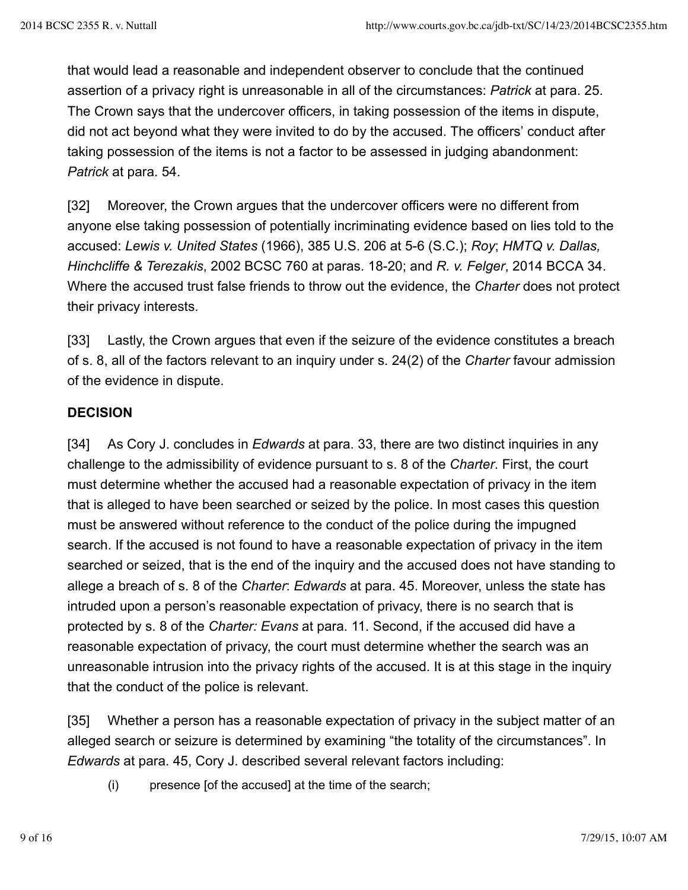that would lead a reasonable and independent observer to conclude that the continued assertion of a privacy right is unreasonable in all of the circumstances: *Patrick* at para. 25. The Crown says that the undercover officers, in taking possession of the items in dispute, did not act beyond what they were invited to do by the accused. The officers' conduct after taking possession of the items is not a factor to be assessed in judging abandonment: *Patrick* at para. 54.

[32] Moreover, the Crown argues that the undercover officers were no different from anyone else taking possession of potentially incriminating evidence based on lies told to the accused: *Lewis v. United States* (1966), 385 U.S. 206 at 5-6 (S.C.); *Roy*; *HMTQ v. Dallas, Hinchcliffe & Terezakis*, 2002 BCSC 760 at paras. 18-20; and *R. v. Felger*, 2014 BCCA 34. Where the accused trust false friends to throw out the evidence, the *Charter* does not protect their privacy interests.

[33] Lastly, the Crown argues that even if the seizure of the evidence constitutes a breach of s. 8, all of the factors relevant to an inquiry under s. 24(2) of the *Charter* favour admission of the evidence in dispute.

## DECISION

[34] As Cory J. concludes in *Edwards* at para. 33, there are two distinct inquiries in any challenge to the admissibility of evidence pursuant to s. 8 of the *Charter*. First, the court must determine whether the accused had a reasonable expectation of privacy in the item that is alleged to have been searched or seized by the police. In most cases this question must be answered without reference to the conduct of the police during the impugned search. If the accused is not found to have a reasonable expectation of privacy in the item searched or seized, that is the end of the inquiry and the accused does not have standing to allege a breach of s. 8 of the *Charter*: *Edwards* at para. 45. Moreover, unless the state has intruded upon a person's reasonable expectation of privacy, there is no search that is protected by s. 8 of the *Charter: Evans* at para. 11. Second, if the accused did have a reasonable expectation of privacy, the court must determine whether the search was an unreasonable intrusion into the privacy rights of the accused. It is at this stage in the inquiry that the conduct of the police is relevant.

[35] Whether a person has a reasonable expectation of privacy in the subject matter of an alleged search or seizure is determined by examining "the totality of the circumstances". In *Edwards* at para. 45, Cory J. described several relevant factors including:

(i) presence [of the accused] at the time of the search;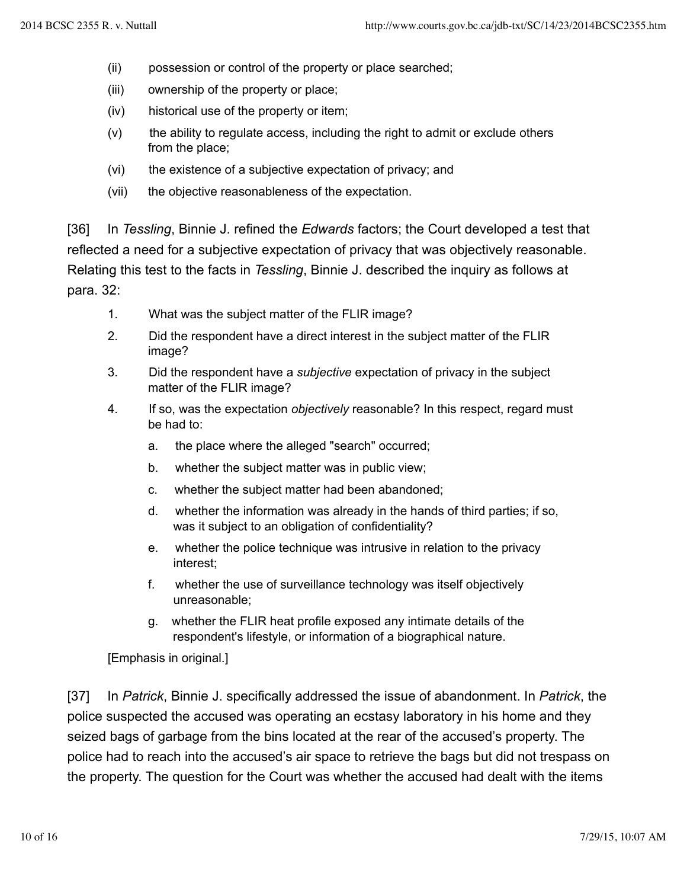(ii) possession or control of the property or place searched;

(iii) ownership of the property or place;

(iv) historical use of the property or item;

(v) the ability to regulate access, including the right to admit or exclude others from the place;

(vi) the existence of a subjective expectation of privacy; and

(vii) the objective reasonableness of the expectation.

[36] In *Tessling*, Binnie J. refined the *Edwards* factors; the Court developed a test that reflected a need for a subjective expectation of privacy that was objectively reasonable. Relating this test to the facts in *Tessling*, Binnie J. described the inquiry as follows at para. 32:

> 1. What was the subject matter of the FLIR image?
> 2. Did the respondent have a direct interest in the subject matter of the FLIR image?
> 3. Did the respondent have a *subjective* expectation of privacy in the subject matter of the FLIR image?
> 4. If so, was the expectation *objectively* reasonable? In this respect, regard must be had to:
>    a. the place where the alleged "search" occurred;
>    b. whether the subject matter was in public view;
>    c. whether the subject matter had been abandoned;
>    d. whether the information was already in the hands of third parties; if so, was it subject to an obligation of confidentiality?
>    e. whether the police technique was intrusive in relation to the privacy interest;
>    f. whether the use of surveillance technology was itself objectively unreasonable;
>    g. whether the FLIR heat profile exposed any intimate details of the respondent's lifestyle, or information of a biographical nature.
>
> [Emphasis in original.]

[37] In *Patrick*, Binnie J. specifically addressed the issue of abandonment. In *Patrick*, the police suspected the accused was operating an ecstasy laboratory in his home and they seized bags of garbage from the bins located at the rear of the accused's property. The police had to reach into the accused's air space to retrieve the bags but did not trespass on the property. The question for the Court was whether the accused had dealt with the items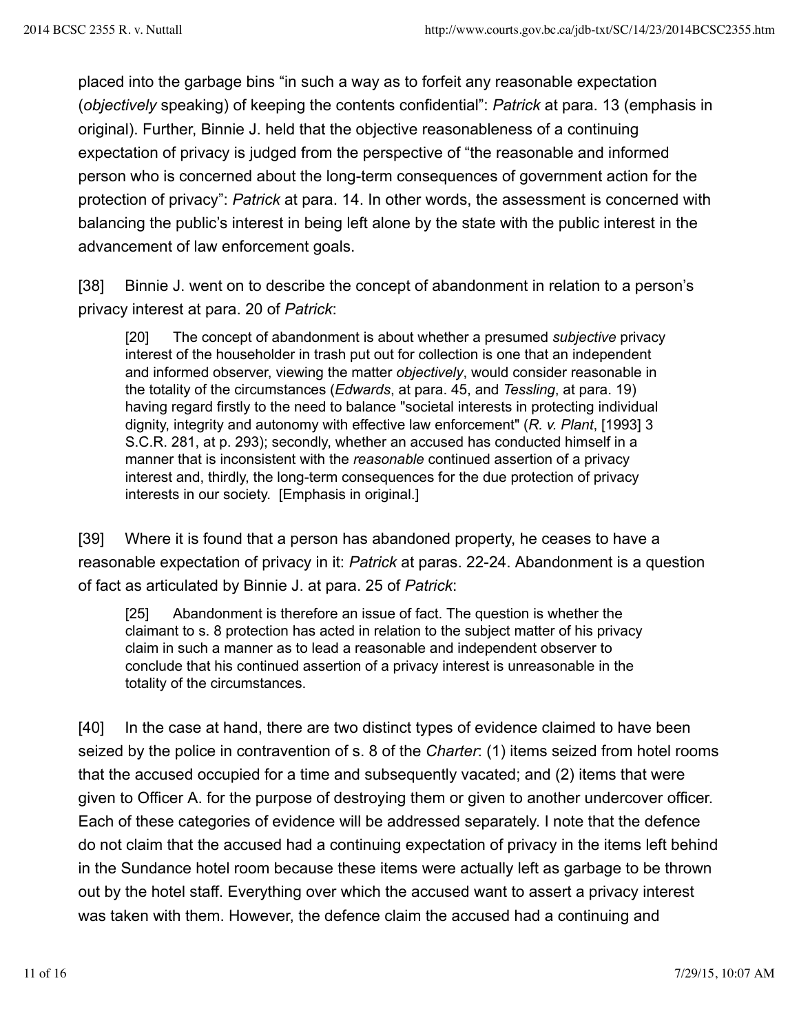placed into the garbage bins "in such a way as to forfeit any reasonable expectation (*objectively* speaking) of keeping the contents confidential": *Patrick* at para. 13 (emphasis in original). Further, Binnie J. held that the objective reasonableness of a continuing expectation of privacy is judged from the perspective of "the reasonable and informed person who is concerned about the long-term consequences of government action for the protection of privacy": *Patrick* at para. 14. In other words, the assessment is concerned with balancing the public's interest in being left alone by the state with the public interest in the advancement of law enforcement goals.

[38] Binnie J. went on to describe the concept of abandonment in relation to a person's privacy interest at para. 20 of *Patrick*:

> [20] The concept of abandonment is about whether a presumed *subjective* privacy interest of the householder in trash put out for collection is one that an independent and informed observer, viewing the matter *objectively*, would consider reasonable in the totality of the circumstances (*Edwards*, at para. 45, and *Tessling*, at para. 19) having regard firstly to the need to balance "societal interests in protecting individual dignity, integrity and autonomy with effective law enforcement" (*R. v. Plant*, [1993] 3 S.C.R. 281, at p. 293); secondly, whether an accused has conducted himself in a manner that is inconsistent with the *reasonable* continued assertion of a privacy interest and, thirdly, the long-term consequences for the due protection of privacy interests in our society. [Emphasis in original.]

[39] Where it is found that a person has abandoned property, he ceases to have a reasonable expectation of privacy in it: *Patrick* at paras. 22-24. Abandonment is a question of fact as articulated by Binnie J. at para. 25 of *Patrick*:

> [25] Abandonment is therefore an issue of fact. The question is whether the claimant to s. 8 protection has acted in relation to the subject matter of his privacy claim in such a manner as to lead a reasonable and independent observer to conclude that his continued assertion of a privacy interest is unreasonable in the totality of the circumstances.

[40] In the case at hand, there are two distinct types of evidence claimed to have been seized by the police in contravention of s. 8 of the *Charter*: (1) items seized from hotel rooms that the accused occupied for a time and subsequently vacated; and (2) items that were given to Officer A. for the purpose of destroying them or given to another undercover officer. Each of these categories of evidence will be addressed separately. I note that the defence do not claim that the accused had a continuing expectation of privacy in the items left behind in the Sundance hotel room because these items were actually left as garbage to be thrown out by the hotel staff. Everything over which the accused want to assert a privacy interest was taken with them. However, the defence claim the accused had a continuing and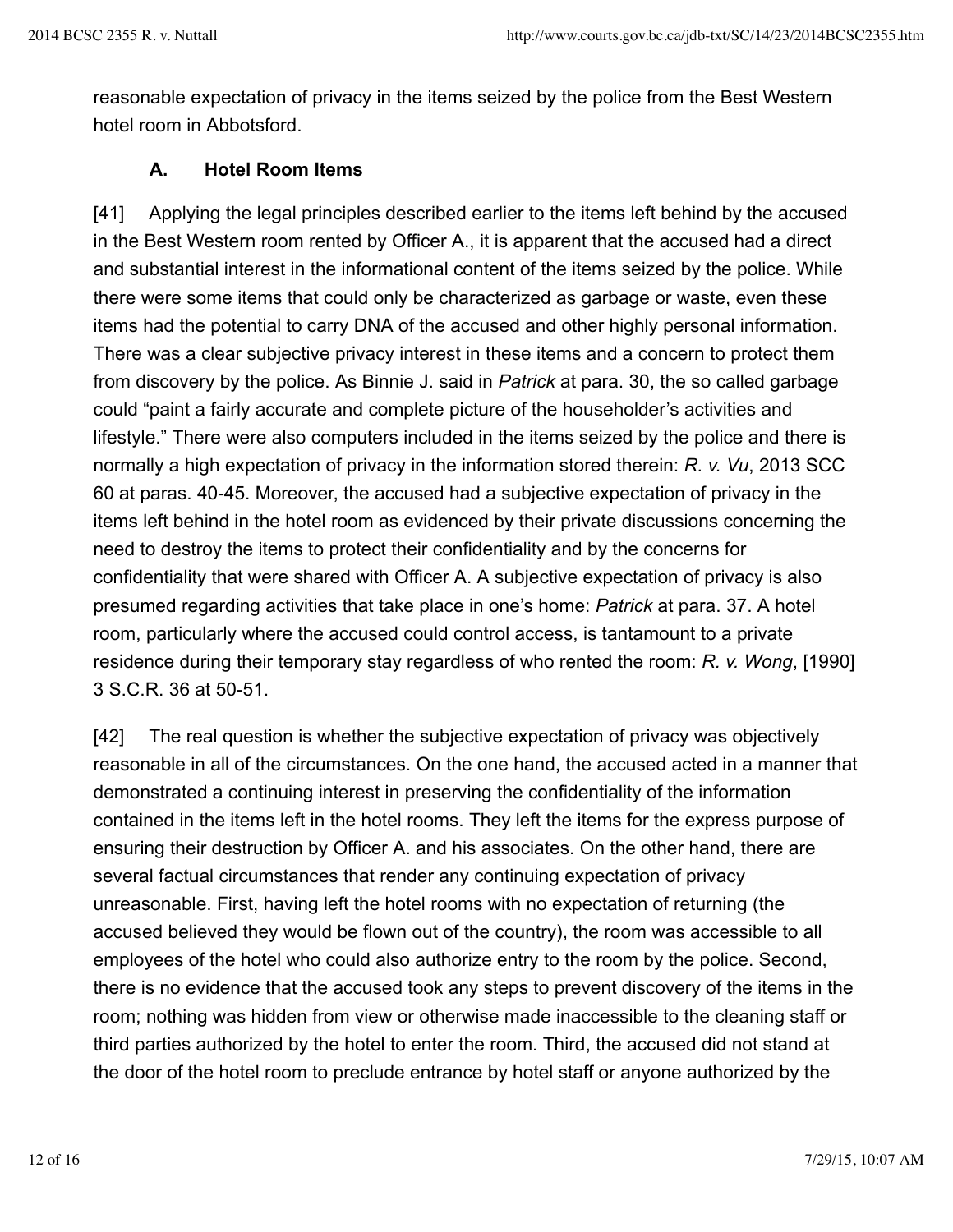reasonable expectation of privacy in the items seized by the police from the Best Western hotel room in Abbotsford.

### A. Hotel Room Items

[41] Applying the legal principles described earlier to the items left behind by the accused in the Best Western room rented by Officer A., it is apparent that the accused had a direct and substantial interest in the informational content of the items seized by the police. While there were some items that could only be characterized as garbage or waste, even these items had the potential to carry DNA of the accused and other highly personal information. There was a clear subjective privacy interest in these items and a concern to protect them from discovery by the police. As Binnie J. said in *Patrick* at para. 30, the so called garbage could "paint a fairly accurate and complete picture of the householder's activities and lifestyle." There were also computers included in the items seized by the police and there is normally a high expectation of privacy in the information stored therein: *R. v. Vu*, 2013 SCC 60 at paras. 40-45. Moreover, the accused had a subjective expectation of privacy in the items left behind in the hotel room as evidenced by their private discussions concerning the need to destroy the items to protect their confidentiality and by the concerns for confidentiality that were shared with Officer A. A subjective expectation of privacy is also presumed regarding activities that take place in one's home: *Patrick* at para. 37. A hotel room, particularly where the accused could control access, is tantamount to a private residence during their temporary stay regardless of who rented the room: *R. v. Wong*, [1990] 3 S.C.R. 36 at 50-51.

[42] The real question is whether the subjective expectation of privacy was objectively reasonable in all of the circumstances. On the one hand, the accused acted in a manner that demonstrated a continuing interest in preserving the confidentiality of the information contained in the items left in the hotel rooms. They left the items for the express purpose of ensuring their destruction by Officer A. and his associates. On the other hand, there are several factual circumstances that render any continuing expectation of privacy unreasonable. First, having left the hotel rooms with no expectation of returning (the accused believed they would be flown out of the country), the room was accessible to all employees of the hotel who could also authorize entry to the room by the police. Second, there is no evidence that the accused took any steps to prevent discovery of the items in the room; nothing was hidden from view or otherwise made inaccessible to the cleaning staff or third parties authorized by the hotel to enter the room. Third, the accused did not stand at the door of the hotel room to preclude entrance by hotel staff or anyone authorized by the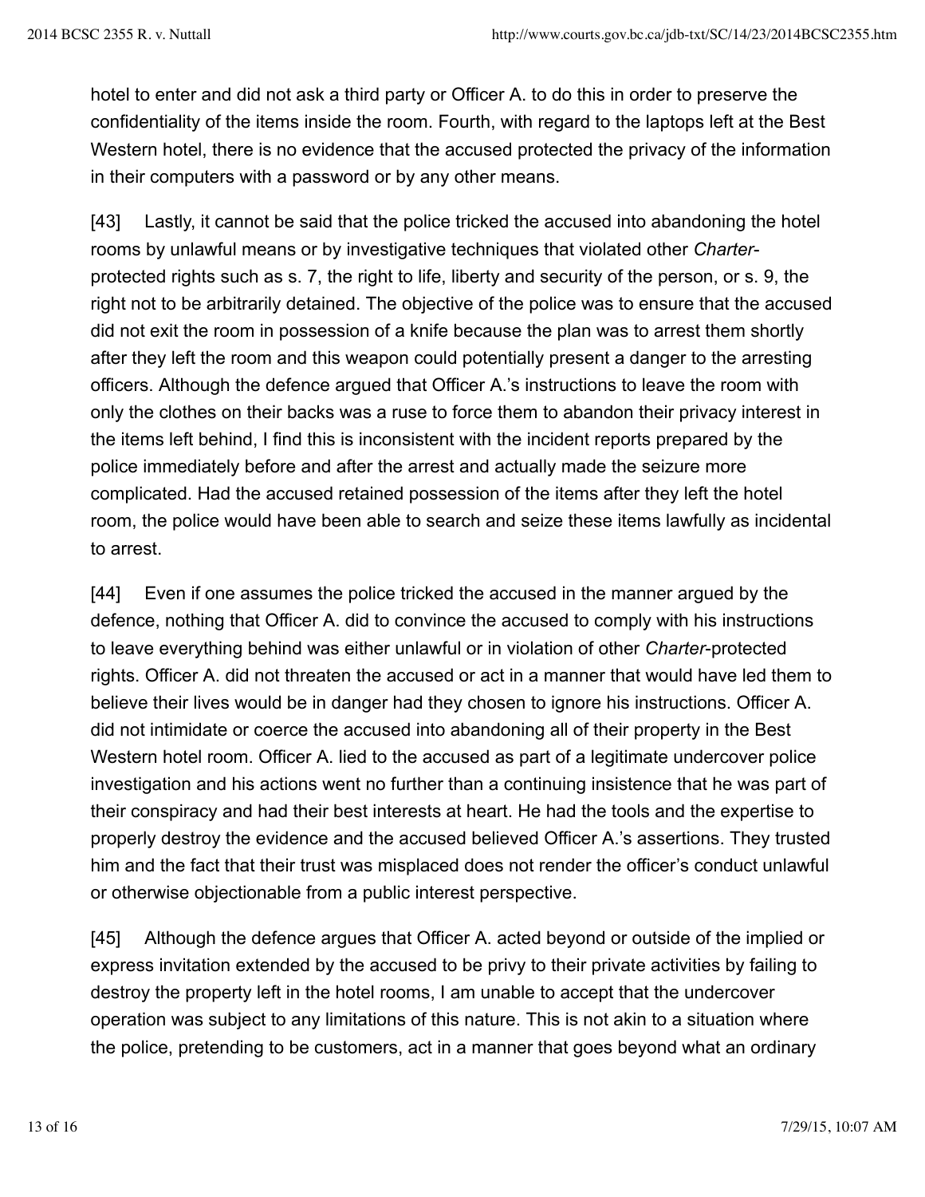hotel to enter and did not ask a third party or Officer A. to do this in order to preserve the confidentiality of the items inside the room. Fourth, with regard to the laptops left at the Best Western hotel, there is no evidence that the accused protected the privacy of the information in their computers with a password or by any other means.

[43] Lastly, it cannot be said that the police tricked the accused into abandoning the hotel rooms by unlawful means or by investigative techniques that violated other *Charter*-protected rights such as s. 7, the right to life, liberty and security of the person, or s. 9, the right not to be arbitrarily detained. The objective of the police was to ensure that the accused did not exit the room in possession of a knife because the plan was to arrest them shortly after they left the room and this weapon could potentially present a danger to the arresting officers. Although the defence argued that Officer A.'s instructions to leave the room with only the clothes on their backs was a ruse to force them to abandon their privacy interest in the items left behind, I find this is inconsistent with the incident reports prepared by the police immediately before and after the arrest and actually made the seizure more complicated. Had the accused retained possession of the items after they left the hotel room, the police would have been able to search and seize these items lawfully as incidental to arrest.

[44] Even if one assumes the police tricked the accused in the manner argued by the defence, nothing that Officer A. did to convince the accused to comply with his instructions to leave everything behind was either unlawful or in violation of other *Charter*-protected rights. Officer A. did not threaten the accused or act in a manner that would have led them to believe their lives would be in danger had they chosen to ignore his instructions. Officer A. did not intimidate or coerce the accused into abandoning all of their property in the Best Western hotel room. Officer A. lied to the accused as part of a legitimate undercover police investigation and his actions went no further than a continuing insistence that he was part of their conspiracy and had their best interests at heart. He had the tools and the expertise to properly destroy the evidence and the accused believed Officer A.'s assertions. They trusted him and the fact that their trust was misplaced does not render the officer's conduct unlawful or otherwise objectionable from a public interest perspective.

[45] Although the defence argues that Officer A. acted beyond or outside of the implied or express invitation extended by the accused to be privy to their private activities by failing to destroy the property left in the hotel rooms, I am unable to accept that the undercover operation was subject to any limitations of this nature. This is not akin to a situation where the police, pretending to be customers, act in a manner that goes beyond what an ordinary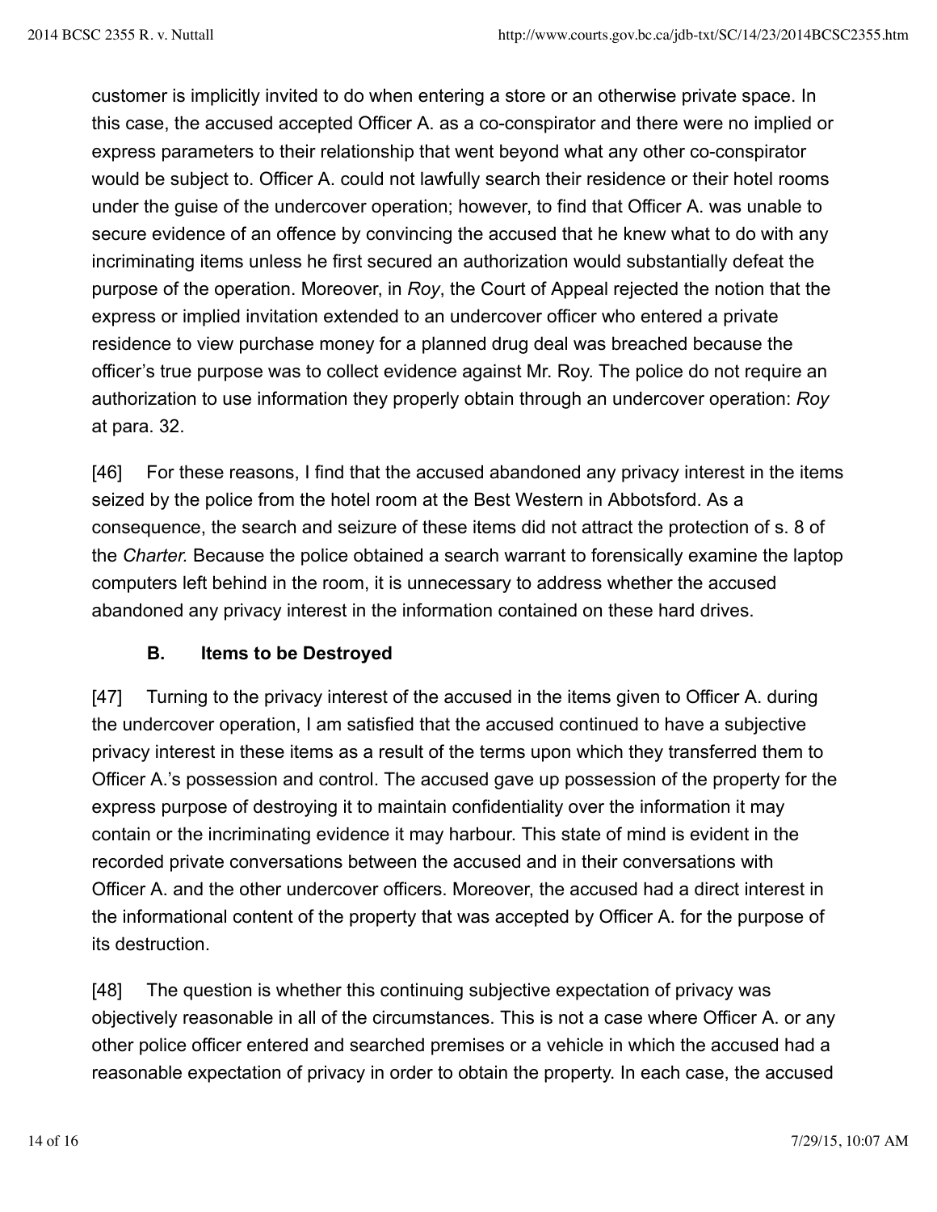customer is implicitly invited to do when entering a store or an otherwise private space. In this case, the accused accepted Officer A. as a co-conspirator and there were no implied or express parameters to their relationship that went beyond what any other co-conspirator would be subject to. Officer A. could not lawfully search their residence or their hotel rooms under the guise of the undercover operation; however, to find that Officer A. was unable to secure evidence of an offence by convincing the accused that he knew what to do with any incriminating items unless he first secured an authorization would substantially defeat the purpose of the operation. Moreover, in *Roy*, the Court of Appeal rejected the notion that the express or implied invitation extended to an undercover officer who entered a private residence to view purchase money for a planned drug deal was breached because the officer's true purpose was to collect evidence against Mr. Roy. The police do not require an authorization to use information they properly obtain through an undercover operation: *Roy* at para. 32.

[46] For these reasons, I find that the accused abandoned any privacy interest in the items seized by the police from the hotel room at the Best Western in Abbotsford. As a consequence, the search and seizure of these items did not attract the protection of s. 8 of the *Charter.* Because the police obtained a search warrant to forensically examine the laptop computers left behind in the room, it is unnecessary to address whether the accused abandoned any privacy interest in the information contained on these hard drives.

### B. Items to be Destroyed

[47] Turning to the privacy interest of the accused in the items given to Officer A. during the undercover operation, I am satisfied that the accused continued to have a subjective privacy interest in these items as a result of the terms upon which they transferred them to Officer A.'s possession and control. The accused gave up possession of the property for the express purpose of destroying it to maintain confidentiality over the information it may contain or the incriminating evidence it may harbour. This state of mind is evident in the recorded private conversations between the accused and in their conversations with Officer A. and the other undercover officers. Moreover, the accused had a direct interest in the informational content of the property that was accepted by Officer A. for the purpose of its destruction.

[48] The question is whether this continuing subjective expectation of privacy was objectively reasonable in all of the circumstances. This is not a case where Officer A. or any other police officer entered and searched premises or a vehicle in which the accused had a reasonable expectation of privacy in order to obtain the property. In each case, the accused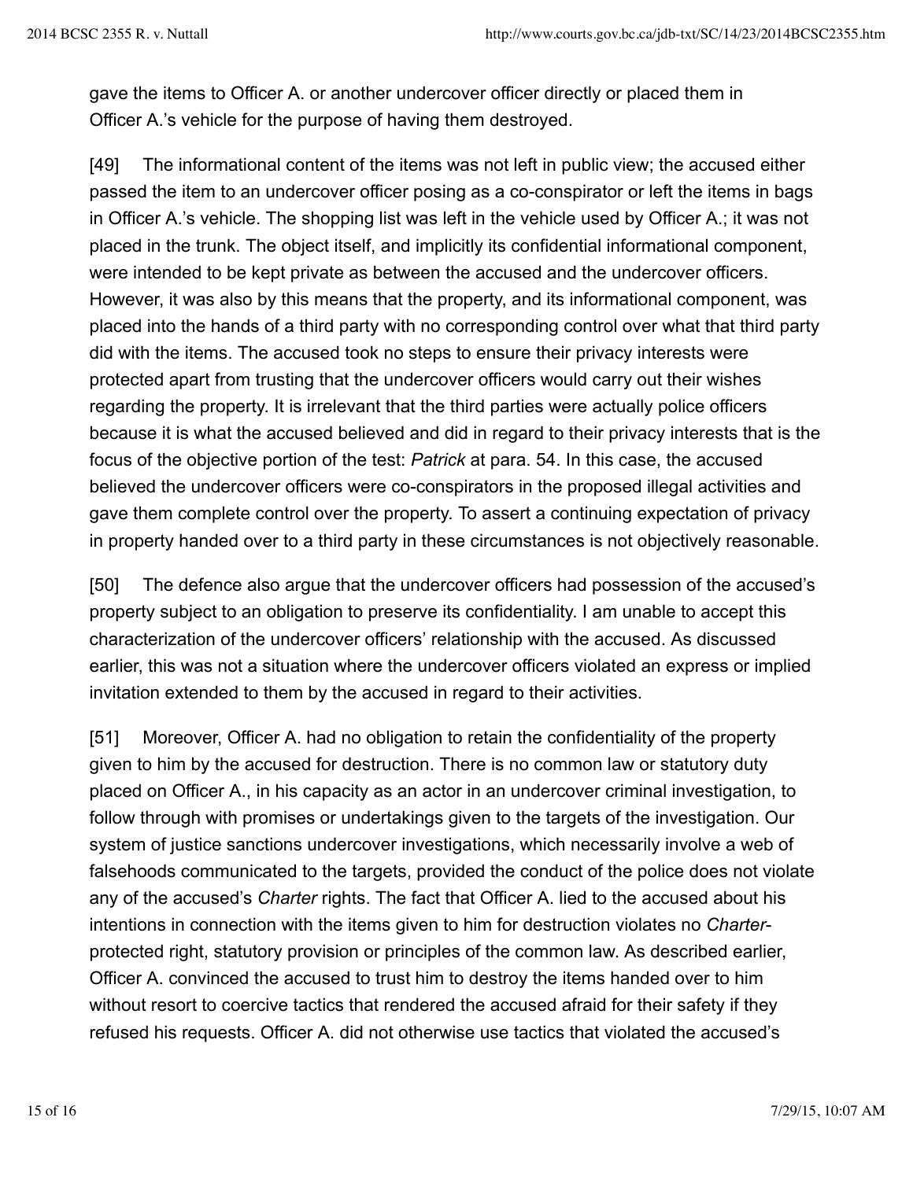gave the items to Officer A. or another undercover officer directly or placed them in Officer A.'s vehicle for the purpose of having them destroyed.

[49] The informational content of the items was not left in public view; the accused either passed the item to an undercover officer posing as a co-conspirator or left the items in bags in Officer A.'s vehicle. The shopping list was left in the vehicle used by Officer A.; it was not placed in the trunk. The object itself, and implicitly its confidential informational component, were intended to be kept private as between the accused and the undercover officers. However, it was also by this means that the property, and its informational component, was placed into the hands of a third party with no corresponding control over what that third party did with the items. The accused took no steps to ensure their privacy interests were protected apart from trusting that the undercover officers would carry out their wishes regarding the property. It is irrelevant that the third parties were actually police officers because it is what the accused believed and did in regard to their privacy interests that is the focus of the objective portion of the test: *Patrick* at para. 54. In this case, the accused believed the undercover officers were co-conspirators in the proposed illegal activities and gave them complete control over the property. To assert a continuing expectation of privacy in property handed over to a third party in these circumstances is not objectively reasonable.

[50] The defence also argue that the undercover officers had possession of the accused's property subject to an obligation to preserve its confidentiality. I am unable to accept this characterization of the undercover officers' relationship with the accused. As discussed earlier, this was not a situation where the undercover officers violated an express or implied invitation extended to them by the accused in regard to their activities.

[51] Moreover, Officer A. had no obligation to retain the confidentiality of the property given to him by the accused for destruction. There is no common law or statutory duty placed on Officer A., in his capacity as an actor in an undercover criminal investigation, to follow through with promises or undertakings given to the targets of the investigation. Our system of justice sanctions undercover investigations, which necessarily involve a web of falsehoods communicated to the targets, provided the conduct of the police does not violate any of the accused's *Charter* rights. The fact that Officer A. lied to the accused about his intentions in connection with the items given to him for destruction violates no *Charter*-protected right, statutory provision or principles of the common law. As described earlier, Officer A. convinced the accused to trust him to destroy the items handed over to him without resort to coercive tactics that rendered the accused afraid for their safety if they refused his requests. Officer A. did not otherwise use tactics that violated the accused's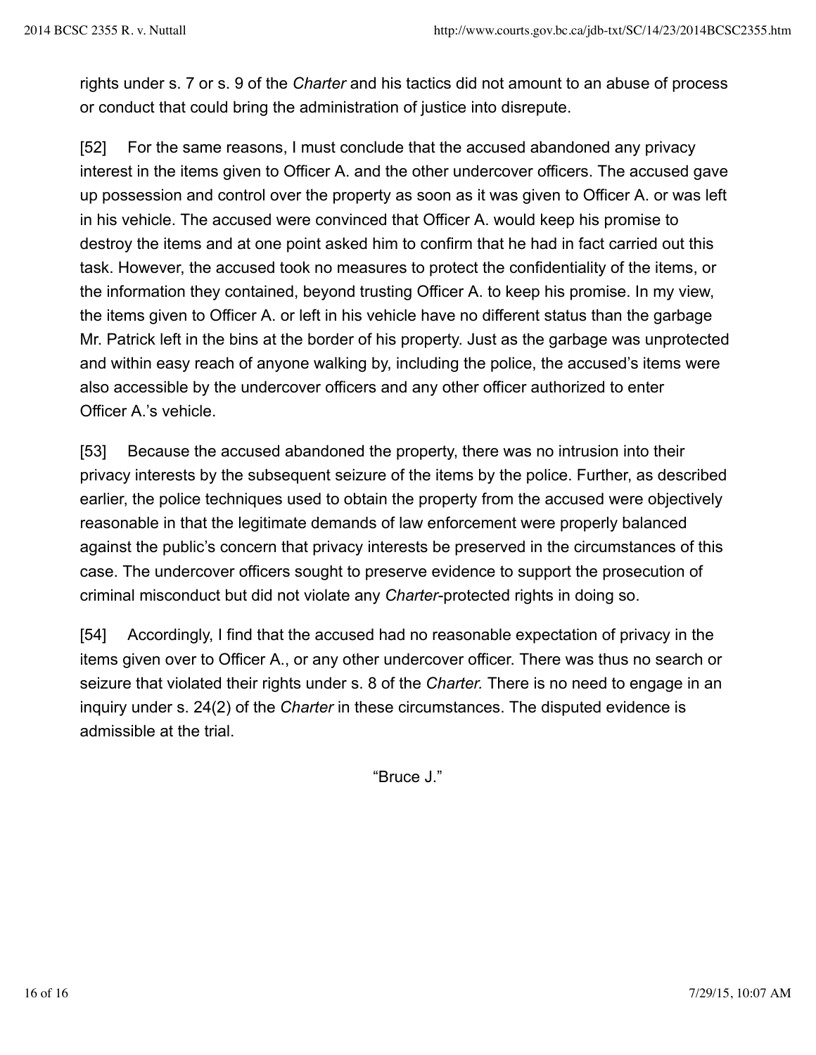rights under s. 7 or s. 9 of the *Charter* and his tactics did not amount to an abuse of process or conduct that could bring the administration of justice into disrepute.

[52] For the same reasons, I must conclude that the accused abandoned any privacy interest in the items given to Officer A. and the other undercover officers. The accused gave up possession and control over the property as soon as it was given to Officer A. or was left in his vehicle. The accused were convinced that Officer A. would keep his promise to destroy the items and at one point asked him to confirm that he had in fact carried out this task. However, the accused took no measures to protect the confidentiality of the items, or the information they contained, beyond trusting Officer A. to keep his promise. In my view, the items given to Officer A. or left in his vehicle have no different status than the garbage Mr. Patrick left in the bins at the border of his property. Just as the garbage was unprotected and within easy reach of anyone walking by, including the police, the accused's items were also accessible by the undercover officers and any other officer authorized to enter Officer A.'s vehicle.

[53] Because the accused abandoned the property, there was no intrusion into their privacy interests by the subsequent seizure of the items by the police. Further, as described earlier, the police techniques used to obtain the property from the accused were objectively reasonable in that the legitimate demands of law enforcement were properly balanced against the public's concern that privacy interests be preserved in the circumstances of this case. The undercover officers sought to preserve evidence to support the prosecution of criminal misconduct but did not violate any *Charter*-protected rights in doing so.

[54] Accordingly, I find that the accused had no reasonable expectation of privacy in the items given over to Officer A., or any other undercover officer. There was thus no search or seizure that violated their rights under s. 8 of the *Charter.* There is no need to engage in an inquiry under s. 24(2) of the *Charter* in these circumstances. The disputed evidence is admissible at the trial.

"Bruce J."